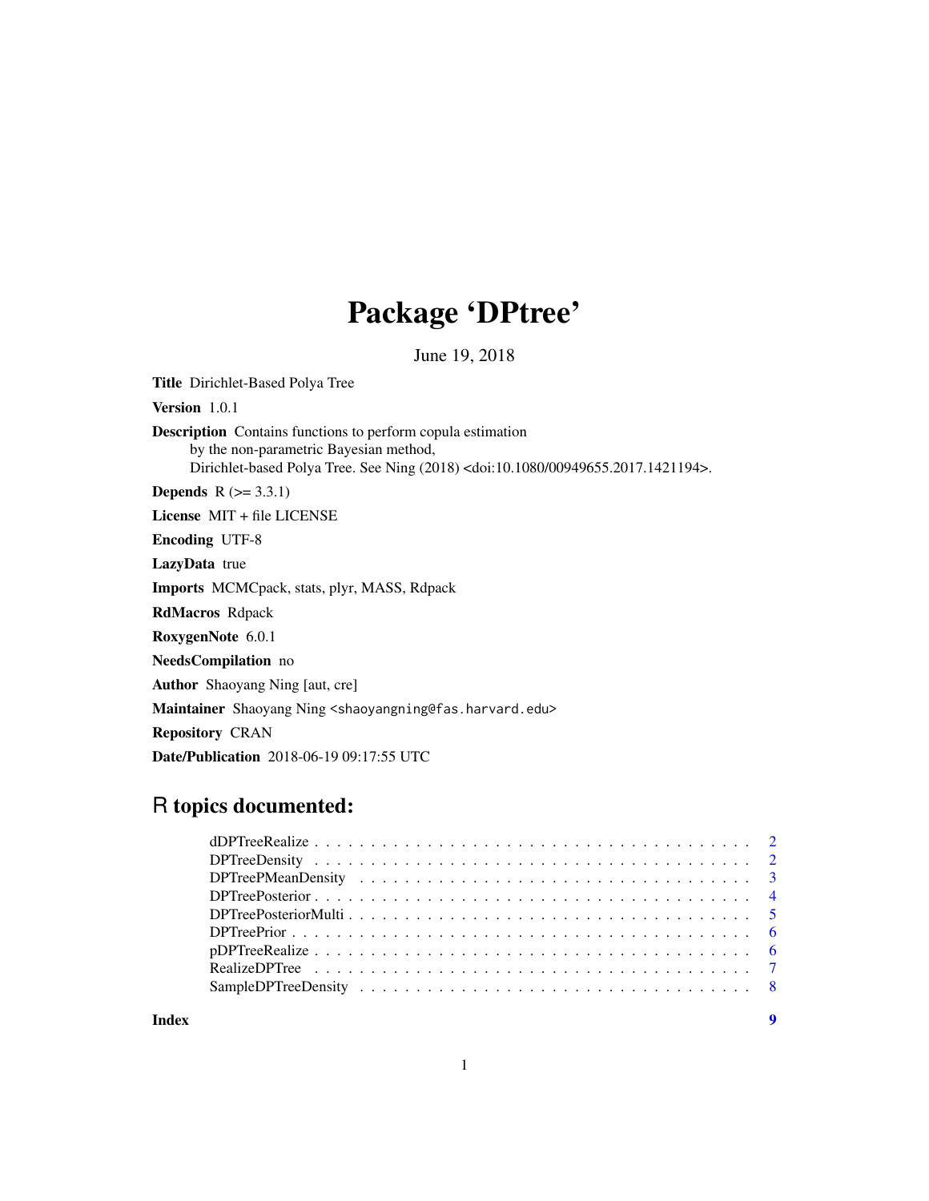# Package 'DPtree'

June 19, 2018

**Title** Dirichlet-Based Polya Tree

**Version** 1.0.1

**Description** Contains functions to perform copula estimation by the non-parametric Bayesian method, Dirichlet-based Polya Tree. See Ning (2018) <doi:10.1080/00949655.2017.1421194>.

**Depends** R (>= 3.3.1)

**License** MIT + file LICENSE

**Encoding** UTF-8

**LazyData** true

**Imports** MCMCpack, stats, plyr, MASS, Rdpack

**RdMacros** Rdpack

**RoxygenNote** 6.0.1

**NeedsCompilation** no

**Author** Shaoyang Ning [aut, cre]

**Maintainer** Shaoyang Ning <shaoyangning@fas.harvard.edu>

**Repository** CRAN

**Date/Publication** 2018-06-19 09:17:55 UTC

## R topics documented:

- dDPTreeRealize . . . . . . . . . . 2
- DPTreeDensity . . . . . . . . . . 2
- DPTreePMeanDensity . . . . . . . . . . 3
- DPTreePosterior . . . . . . . . . . 4
- DPTreePosteriorMulti . . . . . . . . . . 5
- DPTreePrior . . . . . . . . . . 6
- pDPTreeRealize . . . . . . . . . . 6
- RealizeDPTree . . . . . . . . . . 7
- SampleDPTreeDensity . . . . . . . . . . 8

**Index** 9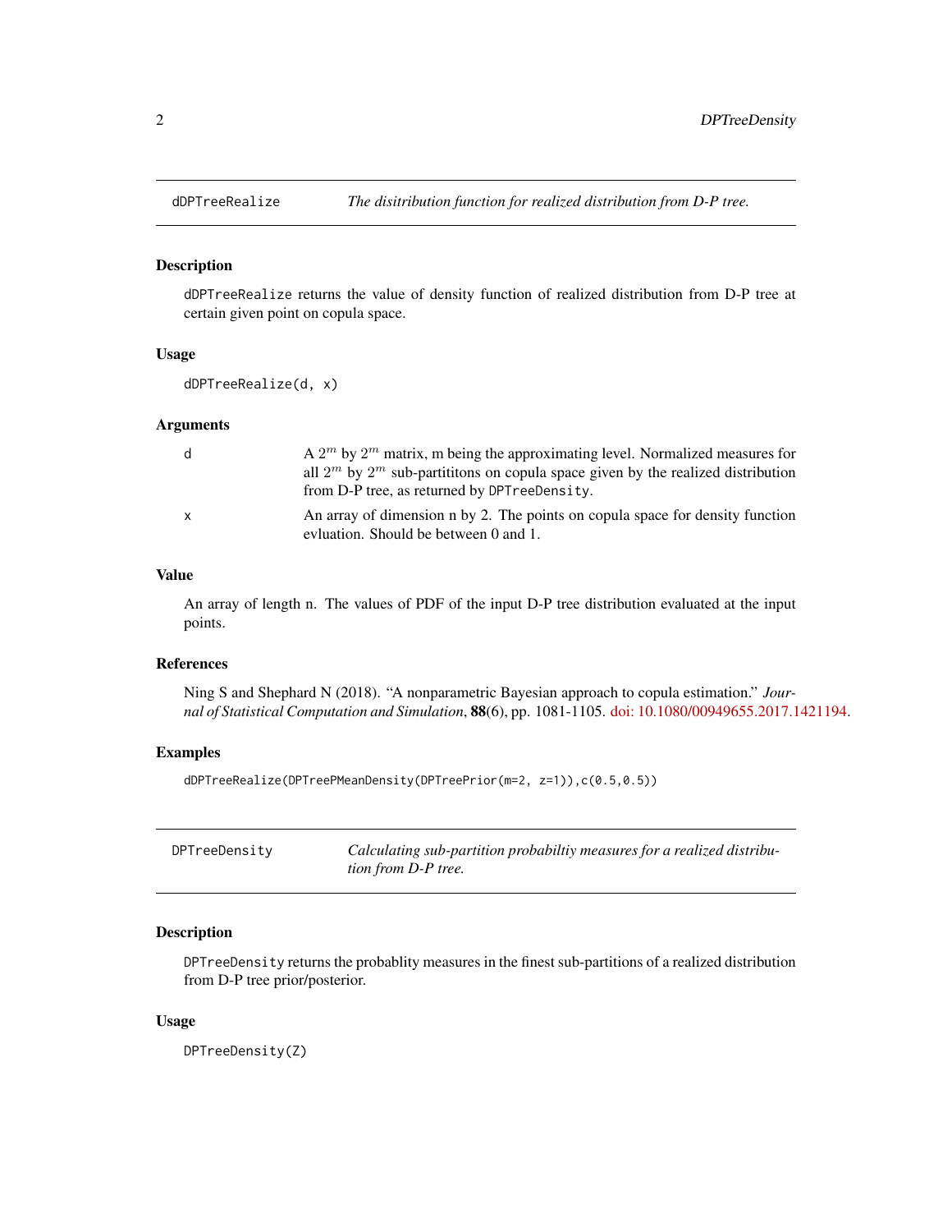## dDPTreeRealize — *The disitribution function for realized distribution from D-P tree.*

### Description

`dDPTreeRealize` returns the value of density function of realized distribution from D-P tree at certain given point on copula space.

### Usage

```
dDPTreeRealize(d, x)
```

### Arguments

| | |
|---|---|
| `d` | A $2^m$ by $2^m$ matrix, m being the approximating level. Normalized measures for all $2^m$ by $2^m$ sub-partititons on copula space given by the realized distribution from D-P tree, as returned by `DPTreeDensity`. |
| `x` | An array of dimension n by 2. The points on copula space for density function evluation. Should be between 0 and 1. |

### Value

An array of length n. The values of PDF of the input D-P tree distribution evaluated at the input points.

### References

Ning S and Shephard N (2018). "A nonparametric Bayesian approach to copula estimation." *Journal of Statistical Computation and Simulation*, **88**(6), pp. 1081-1105. doi: 10.1080/00949655.2017.1421194.

### Examples

```
dDPTreeRealize(DPTreePMeanDensity(DPTreePrior(m=2, z=1)),c(0.5,0.5))
```

## DPTreeDensity — *Calculating sub-partition probabiltiy measures for a realized distribution from D-P tree.*

### Description

`DPTreeDensity` returns the probablity measures in the finest sub-partitions of a realized distribution from D-P tree prior/posterior.

### Usage

```
DPTreeDensity(Z)
```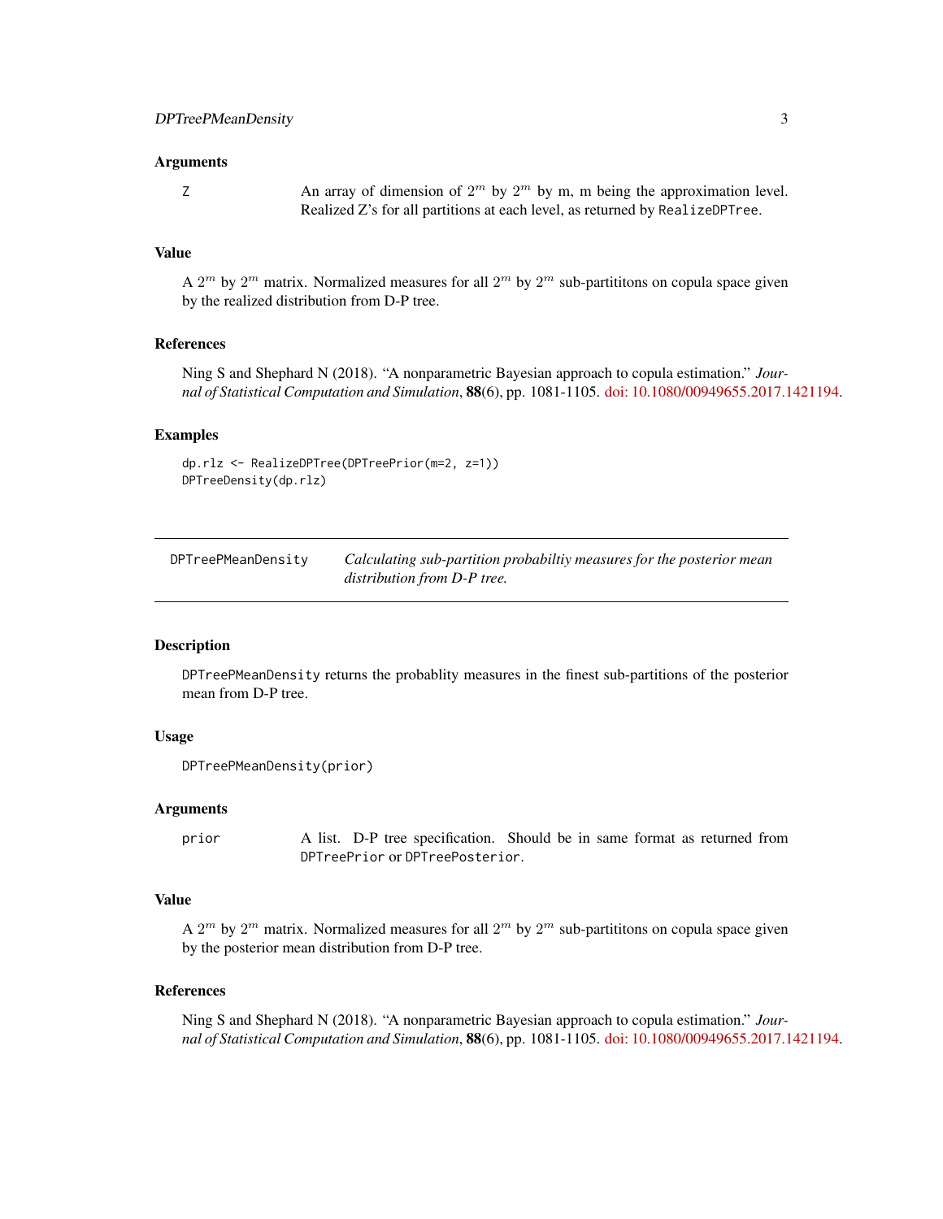### Arguments

Z — An array of dimension of $2^m$ by $2^m$ by m, m being the approximation level. Realized Z's for all partitions at each level, as returned by `RealizeDPTree`.

### Value

A $2^m$ by $2^m$ matrix. Normalized measures for all $2^m$ by $2^m$ sub-partititons on copula space given by the realized distribution from D-P tree.

### References

Ning S and Shephard N (2018). "A nonparametric Bayesian approach to copula estimation." *Journal of Statistical Computation and Simulation*, **88**(6), pp. 1081-1105. doi: 10.1080/00949655.2017.1421194.

### Examples

```
dp.rlz <- RealizeDPTree(DPTreePrior(m=2, z=1))
DPTreeDensity(dp.rlz)
```

---

## DPTreePMeanDensity — *Calculating sub-partition probabiltiy measures for the posterior mean distribution from D-P tree.*

---

### Description

`DPTreePMeanDensity` returns the probablity measures in the finest sub-partitions of the posterior mean from D-P tree.

### Usage

```
DPTreePMeanDensity(prior)
```

### Arguments

prior — A list. D-P tree specification. Should be in same format as returned from `DPTreePrior` or `DPTreePosterior`.

### Value

A $2^m$ by $2^m$ matrix. Normalized measures for all $2^m$ by $2^m$ sub-partititons on copula space given by the posterior mean distribution from D-P tree.

### References

Ning S and Shephard N (2018). "A nonparametric Bayesian approach to copula estimation." *Journal of Statistical Computation and Simulation*, **88**(6), pp. 1081-1105. doi: 10.1080/00949655.2017.1421194.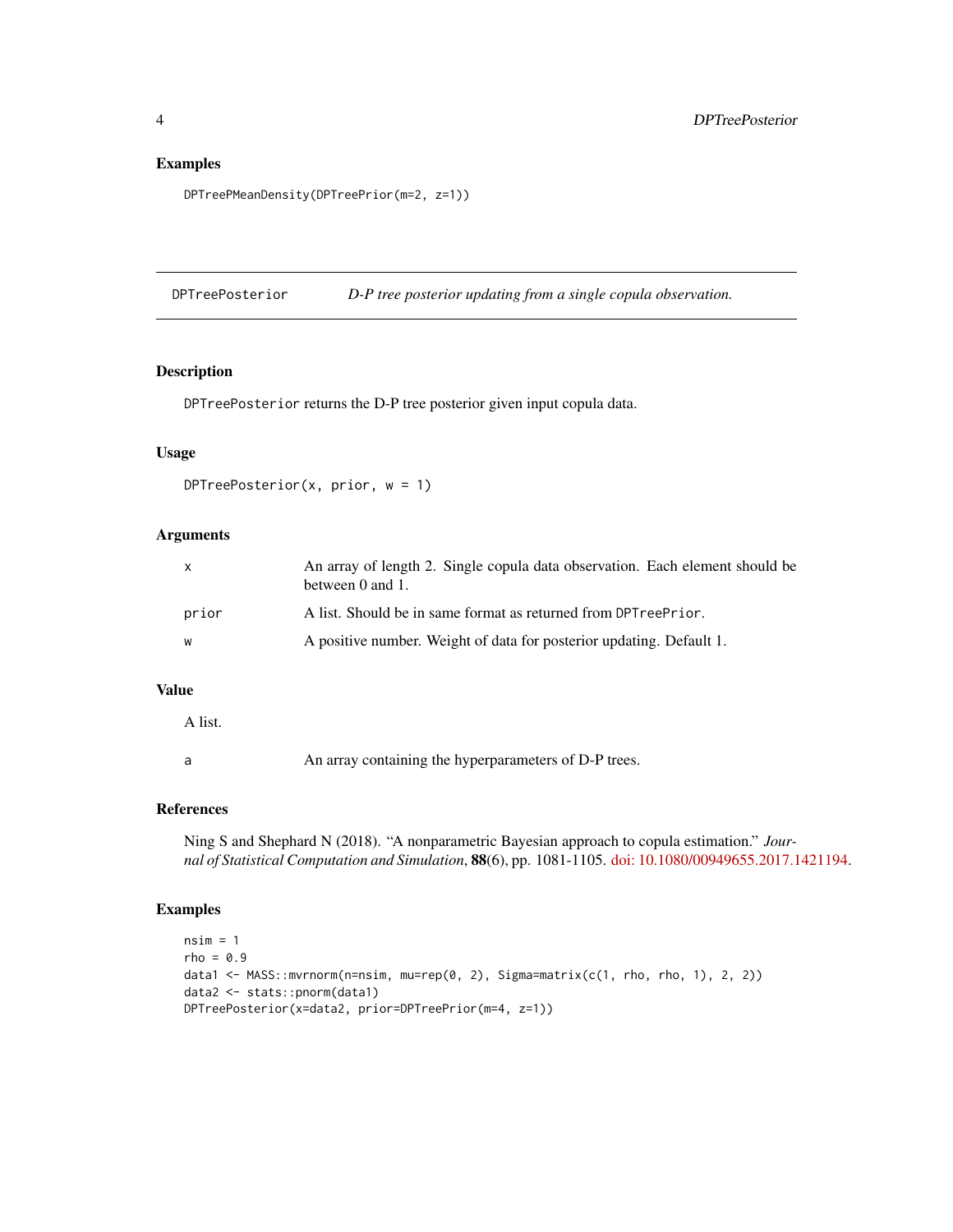### Examples

```
DPTreePMeanDensity(DPTreePrior(m=2, z=1))
```

---

## DPTreePosterior &nbsp;&nbsp;&nbsp;&nbsp; *D-P tree posterior updating from a single copula observation.*

---

### Description

DPTreePosterior returns the D-P tree posterior given input copula data.

### Usage

```
DPTreePosterior(x, prior, w = 1)
```

### Arguments

| | |
|---|---|
| x | An array of length 2. Single copula data observation. Each element should be between 0 and 1. |
| prior | A list. Should be in same format as returned from DPTreePrior. |
| w | A positive number. Weight of data for posterior updating. Default 1. |

### Value

A list.

| | |
|---|---|
| a | An array containing the hyperparameters of D-P trees. |

### References

Ning S and Shephard N (2018). "A nonparametric Bayesian approach to copula estimation." *Journal of Statistical Computation and Simulation*, **88**(6), pp. 1081-1105. doi: 10.1080/00949655.2017.1421194.

### Examples

```
nsim = 1
rho = 0.9
data1 <- MASS::mvrnorm(n=nsim, mu=rep(0, 2), Sigma=matrix(c(1, rho, rho, 1), 2, 2))
data2 <- stats::pnorm(data1)
DPTreePosterior(x=data2, prior=DPTreePrior(m=4, z=1))
```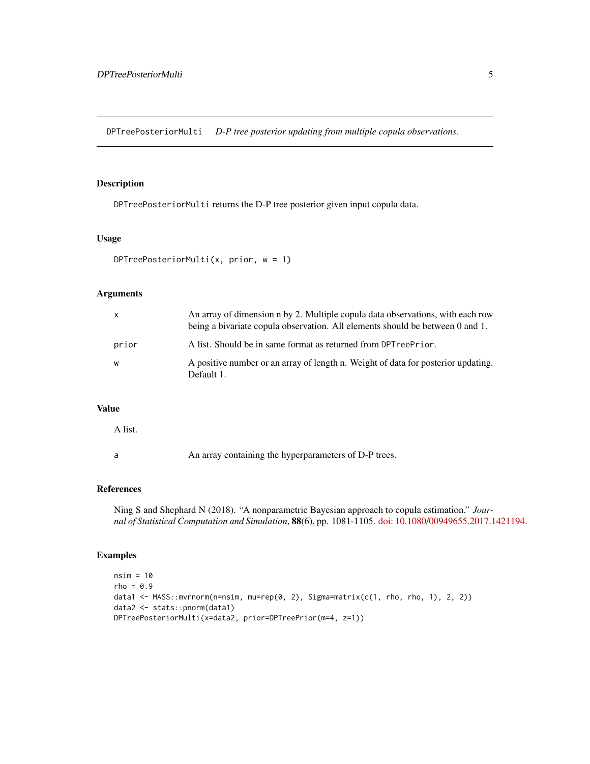DPTreePosteriorMulti *D-P tree posterior updating from multiple copula observations.*

## Description

`DPTreePosteriorMulti` returns the D-P tree posterior given input copula data.

## Usage

```
DPTreePosteriorMulti(x, prior, w = 1)
```

## Arguments

| | |
|---|---|
| `x` | An array of dimension n by 2. Multiple copula data observations, with each row being a bivariate copula observation. All elements should be between 0 and 1. |
| `prior` | A list. Should be in same format as returned from `DPTreePrior`. |
| `w` | A positive number or an array of length n. Weight of data for posterior updating. Default 1. |

## Value

A list.

| | |
|---|---|
| `a` | An array containing the hyperparameters of D-P trees. |

## References

Ning S and Shephard N (2018). "A nonparametric Bayesian approach to copula estimation." *Journal of Statistical Computation and Simulation*, **88**(6), pp. 1081-1105. doi: 10.1080/00949655.2017.1421194.

## Examples

```
nsim = 10
rho = 0.9
data1 <- MASS::mvrnorm(n=nsim, mu=rep(0, 2), Sigma=matrix(c(1, rho, rho, 1), 2, 2))
data2 <- stats::pnorm(data1)
DPTreePosteriorMulti(x=data2, prior=DPTreePrior(m=4, z=1))
```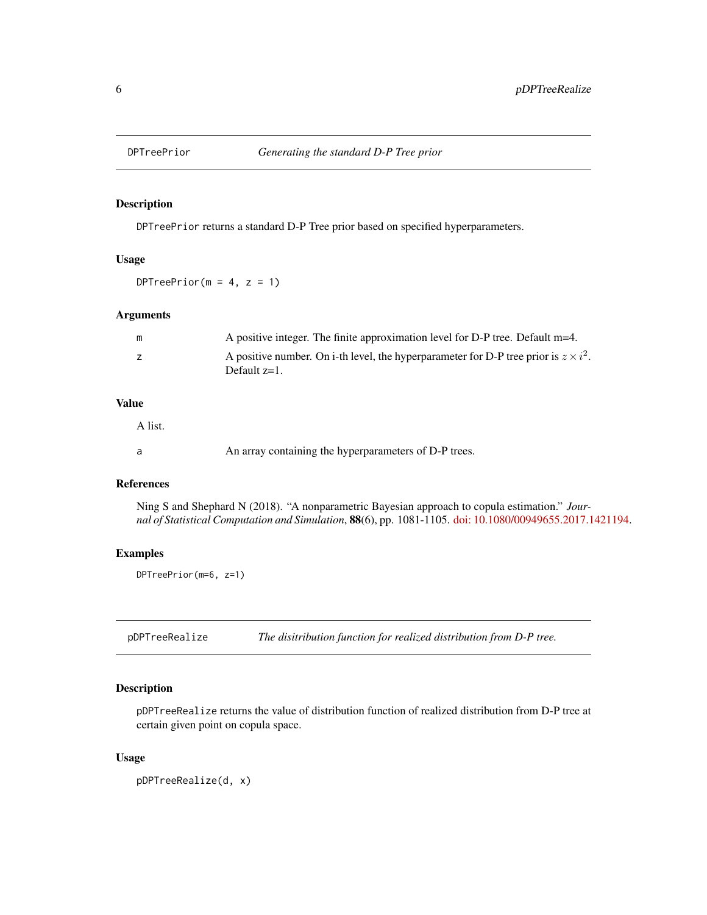## DPTreePrior — *Generating the standard D-P Tree prior*

### Description

`DPTreePrior` returns a standard D-P Tree prior based on specified hyperparameters.

### Usage

```
DPTreePrior(m = 4, z = 1)
```

### Arguments

| | |
|---|---|
| m | A positive integer. The finite approximation level for D-P tree. Default m=4. |
| z | A positive number. On i-th level, the hyperparameter for D-P tree prior is $z \times i^2$. Default z=1. |

### Value

A list.

| | |
|---|---|
| a | An array containing the hyperparameters of D-P trees. |

### References

Ning S and Shephard N (2018). "A nonparametric Bayesian approach to copula estimation." *Journal of Statistical Computation and Simulation*, **88**(6), pp. 1081-1105. doi: 10.1080/00949655.2017.1421194.

### Examples

```
DPTreePrior(m=6, z=1)
```

## pDPTreeRealize — *The disitribution function for realized distribution from D-P tree.*

### Description

`pDPTreeRealize` returns the value of distribution function of realized distribution from D-P tree at certain given point on copula space.

### Usage

```
pDPTreeRealize(d, x)
```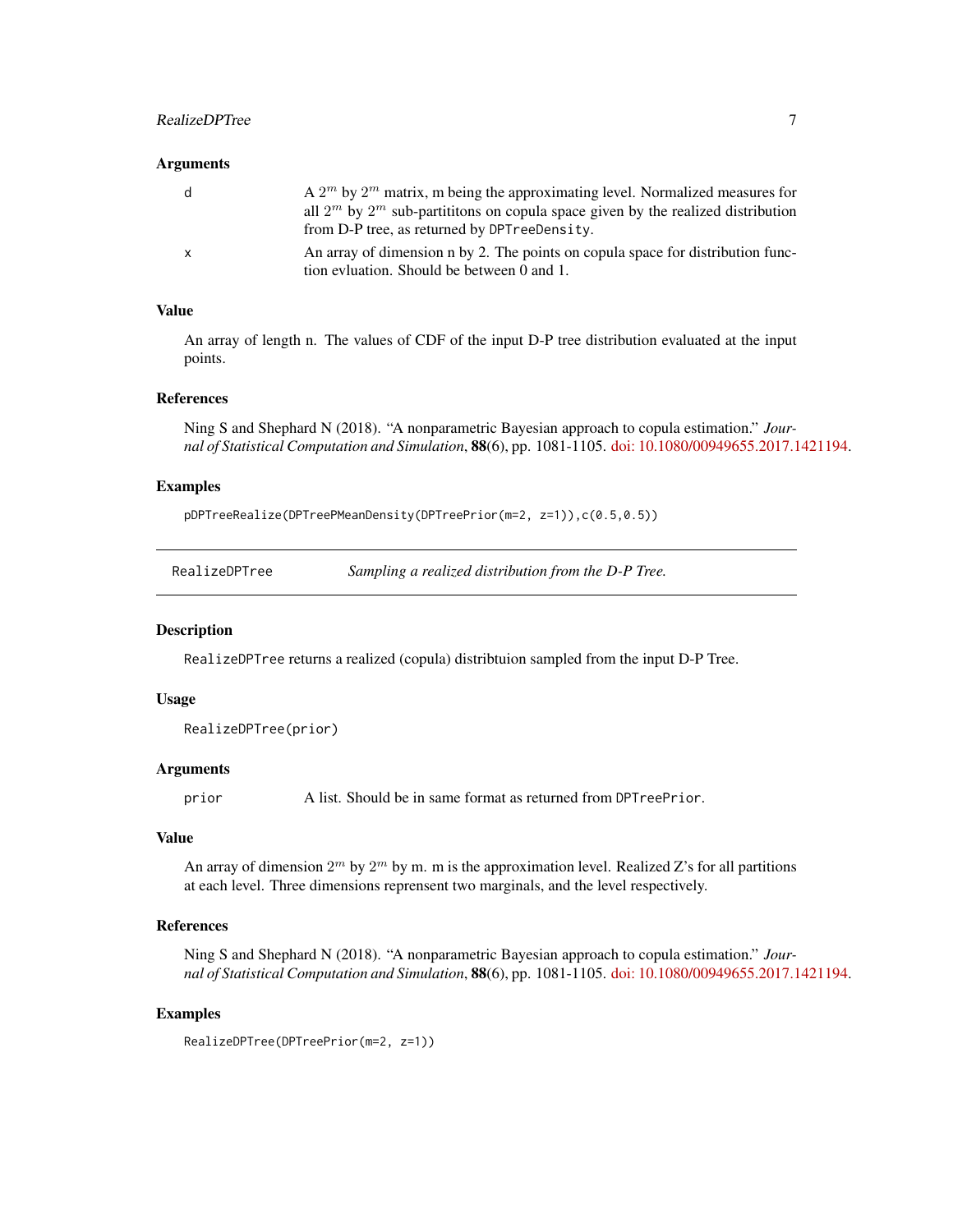### Arguments

| | |
|---|---|
| d | A $2^m$ by $2^m$ matrix, m being the approximating level. Normalized measures for all $2^m$ by $2^m$ sub-partititons on copula space given by the realized distribution from D-P tree, as returned by `DPTreeDensity`. |
| x | An array of dimension n by 2. The points on copula space for distribution function evluation. Should be between 0 and 1. |

### Value

An array of length n. The values of CDF of the input D-P tree distribution evaluated at the input points.

### References

Ning S and Shephard N (2018). "A nonparametric Bayesian approach to copula estimation." *Journal of Statistical Computation and Simulation*, **88**(6), pp. 1081-1105. doi: 10.1080/00949655.2017.1421194.

### Examples

```
pDPTreeRealize(DPTreePMeanDensity(DPTreePrior(m=2, z=1)),c(0.5,0.5))
```

## RealizeDPTree — *Sampling a realized distribution from the D-P Tree.*

### Description

`RealizeDPTree` returns a realized (copula) distribtuion sampled from the input D-P Tree.

### Usage

```
RealizeDPTree(prior)
```

### Arguments

| | |
|---|---|
| prior | A list. Should be in same format as returned from `DPTreePrior`. |

### Value

An array of dimension $2^m$ by $2^m$ by m. m is the approximation level. Realized Z's for all partitions at each level. Three dimensions reprensent two marginals, and the level respectively.

### References

Ning S and Shephard N (2018). "A nonparametric Bayesian approach to copula estimation." *Journal of Statistical Computation and Simulation*, **88**(6), pp. 1081-1105. doi: 10.1080/00949655.2017.1421194.

### Examples

```
RealizeDPTree(DPTreePrior(m=2, z=1))
```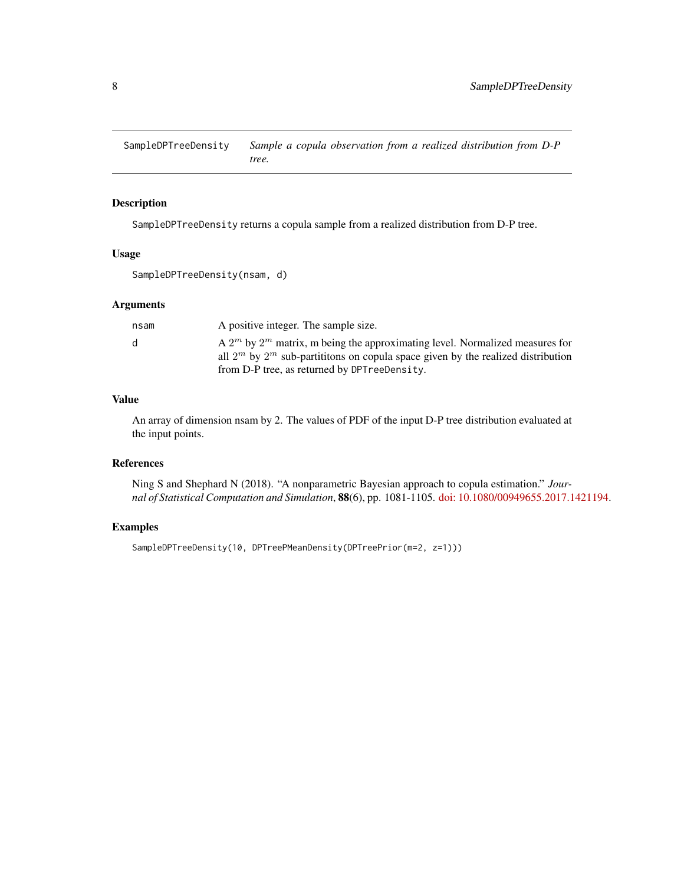SampleDPTreeDensity *Sample a copula observation from a realized distribution from D-P tree.*

## Description

SampleDPTreeDensity returns a copula sample from a realized distribution from D-P tree.

## Usage

```
SampleDPTreeDensity(nsam, d)
```

## Arguments

| | |
|---|---|
| nsam | A positive integer. The sample size. |
| d | A $2^m$ by $2^m$ matrix, m being the approximating level. Normalized measures for all $2^m$ by $2^m$ sub-partititons on copula space given by the realized distribution from D-P tree, as returned by DPTreeDensity. |

## Value

An array of dimension nsam by 2. The values of PDF of the input D-P tree distribution evaluated at the input points.

## References

Ning S and Shephard N (2018). "A nonparametric Bayesian approach to copula estimation." *Journal of Statistical Computation and Simulation*, **88**(6), pp. 1081-1105. doi: 10.1080/00949655.2017.1421194.

## Examples

```
SampleDPTreeDensity(10, DPTreePMeanDensity(DPTreePrior(m=2, z=1)))
```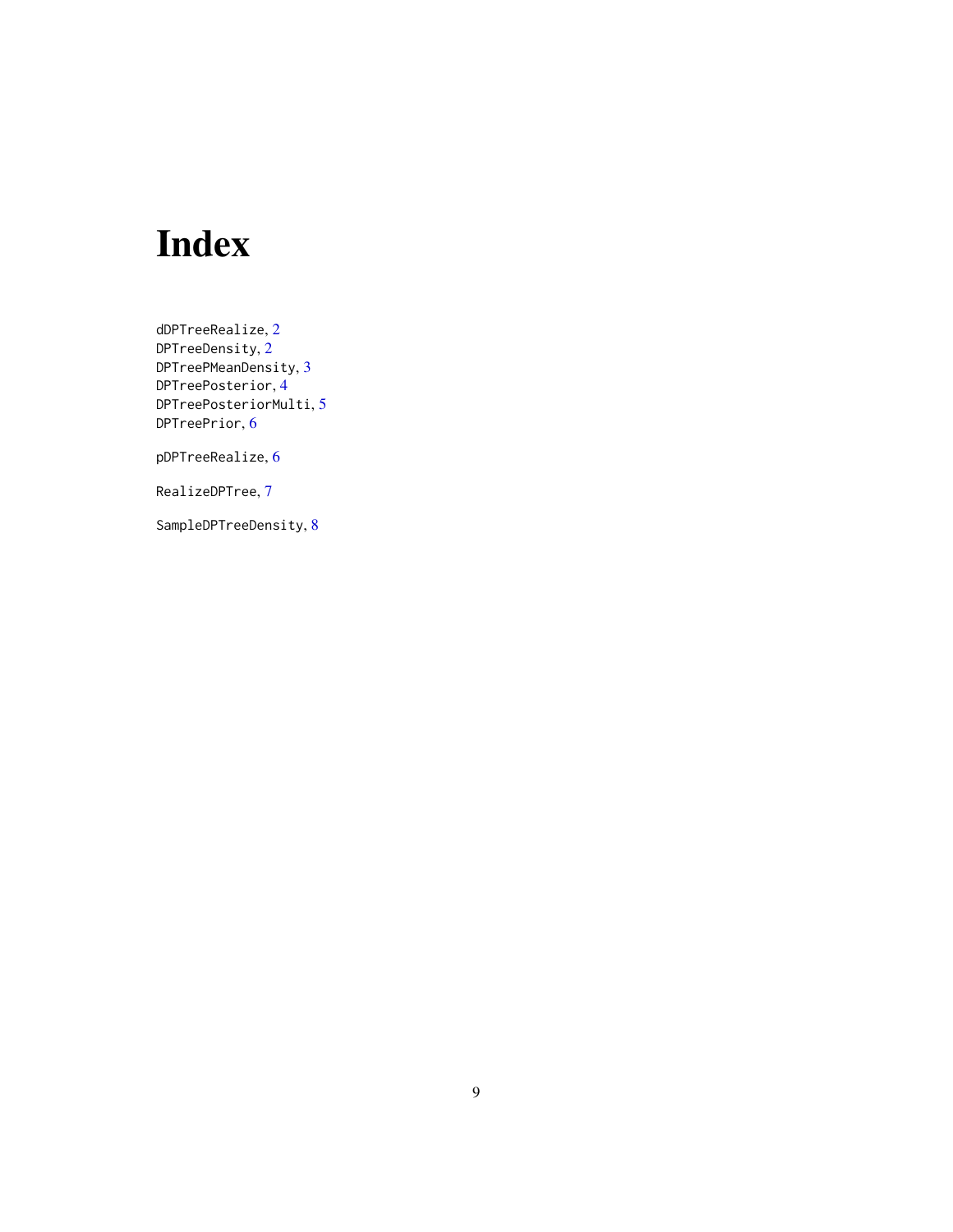# Index

dDPTreeRealize, 2
DPTreeDensity, 2
DPTreePMeanDensity, 3
DPTreePosterior, 4
DPTreePosteriorMulti, 5
DPTreePrior, 6

pDPTreeRealize, 6

RealizeDPTree, 7

SampleDPTreeDensity, 8